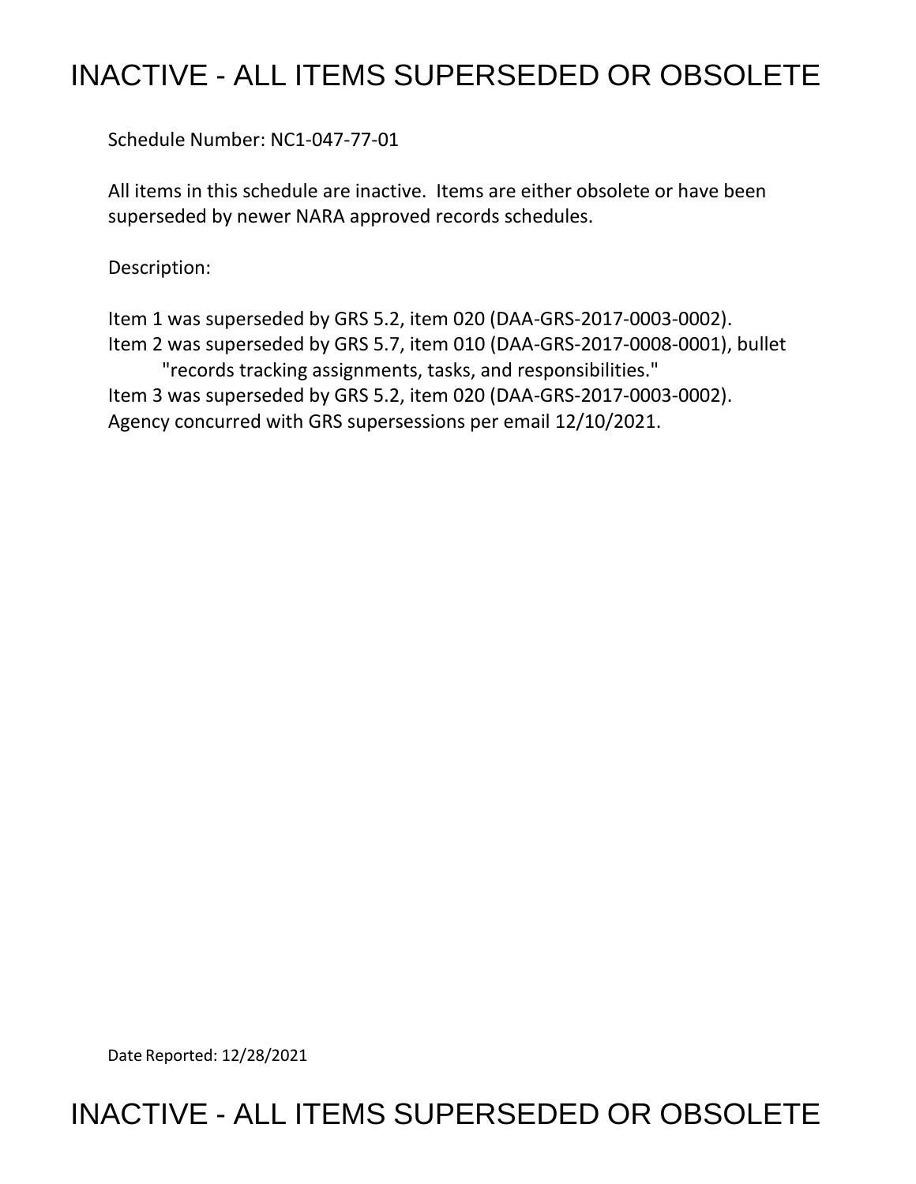# INACTIVE - ALL ITEMS SUPERSEDED OR OBSOLETE

Schedule Number: NC1-047-77-01

All items in this schedule are inactive. Items are either obsolete or have been superseded by newer NARA approved records schedules.

Description:

Item 1 was superseded by GRS 5.2, item 020 (DAA-GRS-2017-0003-0002).
Item 2 was superseded by GRS 5.7, item 010 (DAA-GRS-2017-0008-0001), bullet "records tracking assignments, tasks, and responsibilities."
Item 3 was superseded by GRS 5.2, item 020 (DAA-GRS-2017-0003-0002).
Agency concurred with GRS supersessions per email 12/10/2021.

Date Reported: 12/28/2021

# INACTIVE - ALL ITEMS SUPERSEDED OR OBSOLETE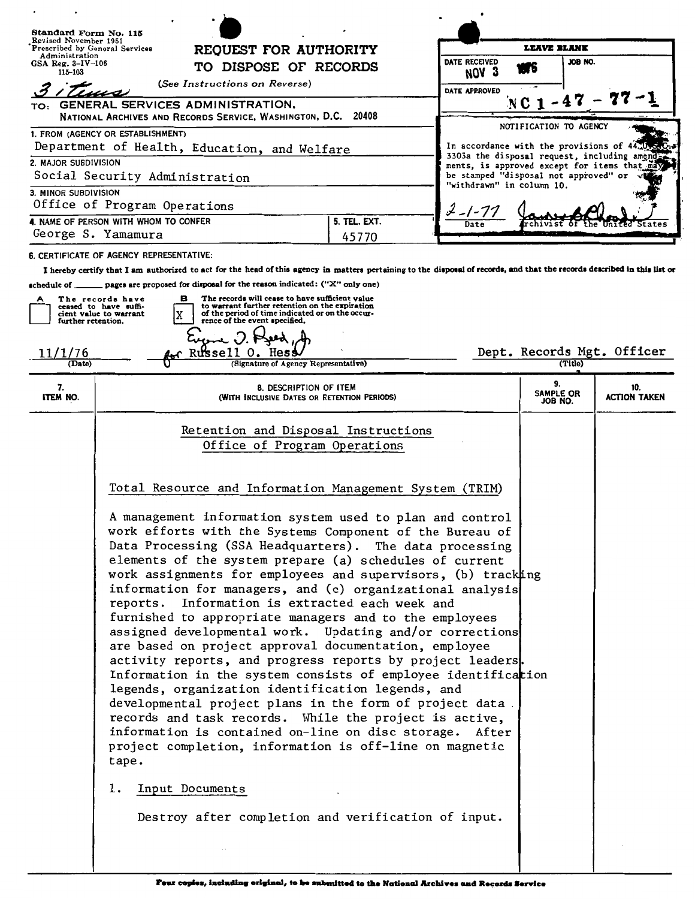Standard Form No. 115
Revised November 1951
Prescribed by General Services Administration
GSA Reg. 3-IV-106
115-103

3 items

# REQUEST FOR AUTHORITY TO DISPOSE OF RECORDS

(See Instructions on Reverse)

| LEAVE BLANK | |
|---|---|
| DATE RECEIVED NOV 3 1976 | JOB NO. |
| DATE APPROVED | NC 1-47-77-1 |

NOTIFICATION TO AGENCY

In accordance with the provisions of 44 U.S.C. 3303a the disposal request, including amendments, is approved except for items that may be stamped "disposal not approved" or "withdrawn" in column 10.

2-1-77 — Date — Archivist of the United States

TO: GENERAL SERVICES ADMINISTRATION, NATIONAL ARCHIVES AND RECORDS SERVICE, WASHINGTON, D.C. 20408

1. FROM (AGENCY OR ESTABLISHMENT)
Department of Health, Education, and Welfare

2. MAJOR SUBDIVISION
Social Security Administration

3. MINOR SUBDIVISION
Office of Program Operations

4. NAME OF PERSON WITH WHOM TO CONFER
George S. Yamamura

5. TEL. EXT.
45770

6. CERTIFICATE OF AGENCY REPRESENTATIVE:

I hereby certify that I am authorized to act for the head of this agency in matters pertaining to the disposal of records, and that the records described in this list or schedule of ______ pages are proposed for disposal for the reason indicated: ("X" only one)

- [ ] A — The records have ceased to have sufficient value to warrant further retention.
- [X] B — The records will cease to have sufficient value to warrant further retention on the expiration of the period of time indicated or on the occurrence of the event specified.

11/1/76 (Date) — Eugene J. Reed, Jr. for Russell O. Hess (Signature of Agency Representative) — Dept. Records Mgt. Officer (Title)

| 7. ITEM NO. | 8. DESCRIPTION OF ITEM (WITH INCLUSIVE DATES OR RETENTION PERIODS) | 9. SAMPLE OR JOB NO. | 10. ACTION TAKEN |
|---|---|---|---|

Retention and Disposal Instructions
Office of Program Operations

Total Resource and Information Management System (TRIM)

A management information system used to plan and control work efforts with the Systems Component of the Bureau of Data Processing (SSA Headquarters). The data processing elements of the system prepare (a) schedules of current work assignments for employees and supervisors, (b) tracking information for managers, and (c) organizational analysis reports. Information is extracted each week and furnished to appropriate managers and to the employees assigned developmental work. Updating and/or corrections are based on project approval documentation, employee activity reports, and progress reports by project leaders. Information in the system consists of employee identification legends, organization identification legends, and developmental project plans in the form of project data records and task records. While the project is active, information is contained on-line on disc storage. After project completion, information is off-line on magnetic tape.

1. Input Documents

   Destroy after completion and verification of input.

Four copies, including original, to be submitted to the National Archives and Records Service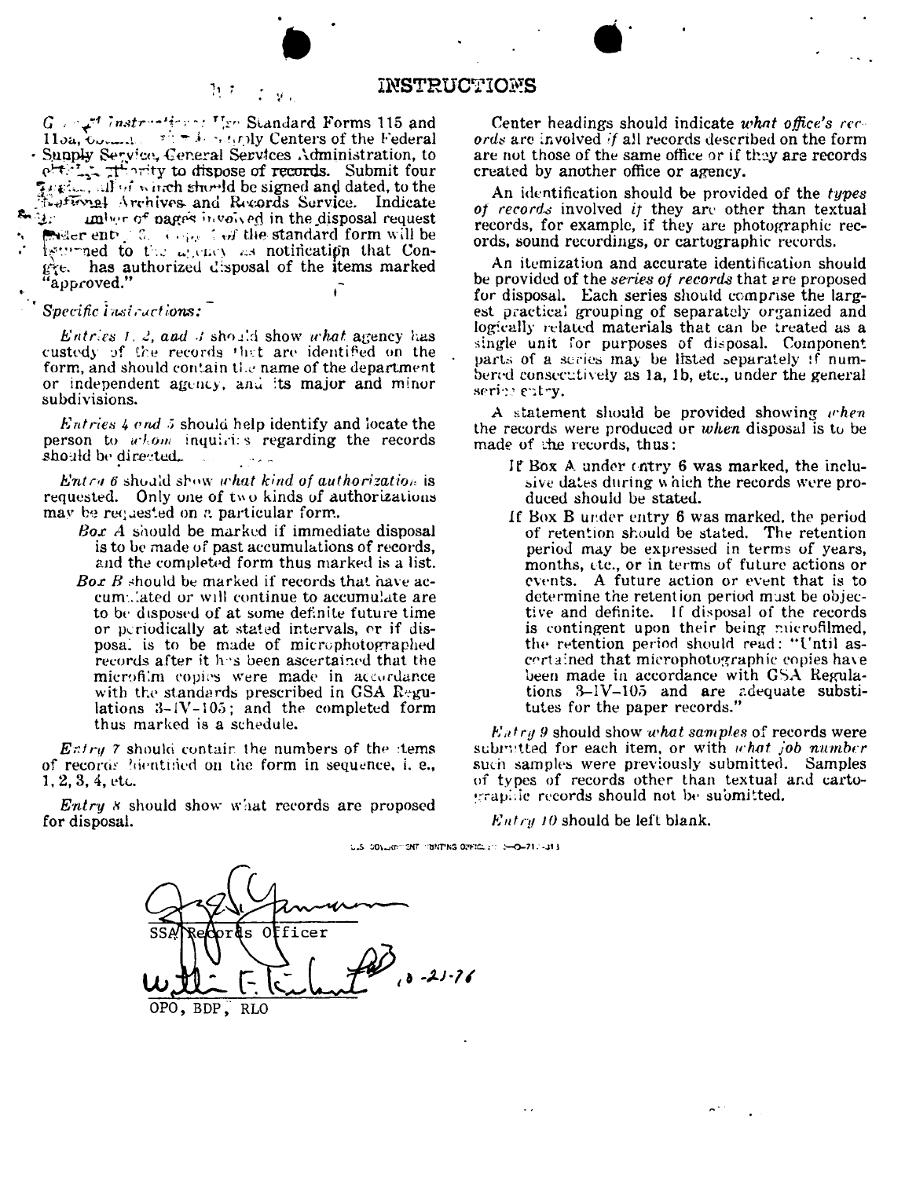# INSTRUCTIONS

*General Instructions:* Use Standard Forms 115 and 115a, obtainable from Supply Centers of the Federal Supply Service, General Services Administration, to obtain authority to dispose of records. Submit four copies, all of which should be signed and dated, to the National Archives and Records Service. Indicate the number of pages involved in the disposal request under entry 3. One copy of the standard form will be returned to the agency as notification that Congress has authorized disposal of the items marked "approved."

*Specific Instructions:*

*Entries 1, 2, and 3* should show *what* agency has custody of the records that are identified on the form, and should contain the name of the department or independent agency, and its major and minor subdivisions.

*Entries 4 and 5* should help identify and locate the person to *whom* inquiries regarding the records should be directed.

*Entry 6* should show *what kind of authorization* is requested. Only one of two kinds of authorizations may be requested on a particular form.

- *Box A* should be marked if immediate disposal is to be made of past accumulations of records, and the completed form thus marked is a list.
- *Box B* should be marked if records that have accumulated or will continue to accumulate are to be disposed of at some definite future time or periodically at stated intervals, or if disposal is to be made of microphotographed records after it has been ascertained that the microfilm copies were made in accordance with the standards prescribed in GSA Regulations 3–IV–105; and the completed form thus marked is a schedule.

*Entry 7* should contain the numbers of the items of records identified on the form in sequence, i. e., 1, 2, 3, 4, etc.

*Entry 8* should show what records are proposed for disposal.

Center headings should indicate *what office's records* are involved *if* all records described on the form are not those of the same office or if they are records created by another office or agency.

An identification should be provided of the *types of records* involved *if* they are other than textual records, for example, if they are photographic records, sound recordings, or cartographic records.

An itemization and accurate identification should be provided of the *series of records* that are proposed for disposal. Each series should comprise the largest practical grouping of separately organized and logically related materials that can be treated as a single unit for purposes of disposal. Component parts of a series may be listed separately if numbered consecutively as 1a, 1b, etc., under the general series entry.

A statement should be provided showing *when* the records were produced or *when* disposal is to be made of the records, thus:

- If Box A under entry 6 was marked, the inclusive dates during which the records were produced should be stated.
- If Box B under entry 6 was marked, the period of retention should be stated. The retention period may be expressed in terms of years, months, etc., or in terms of future actions or events. A future action or event that is to determine the retention period must be objective and definite. If disposal of the records is contingent upon their being microfilmed, the retention period should read: "Until ascertained that microphotographic copies have been made in accordance with GSA Regulations 3–IV–105 and are adequate substitutes for the paper records."

*Entry 9* should show *what samples* of records were submitted for each item, or with *what job number* such samples were previously submitted. Samples of types of records other than textual and cartographic records should not be submitted.

*Entry 10* should be left blank.

U.S. GOVERNMENT PRINTING OFFICE : 1970—O-71--313

SSA Records Officer

10-21-76

OPO, BDP, RLO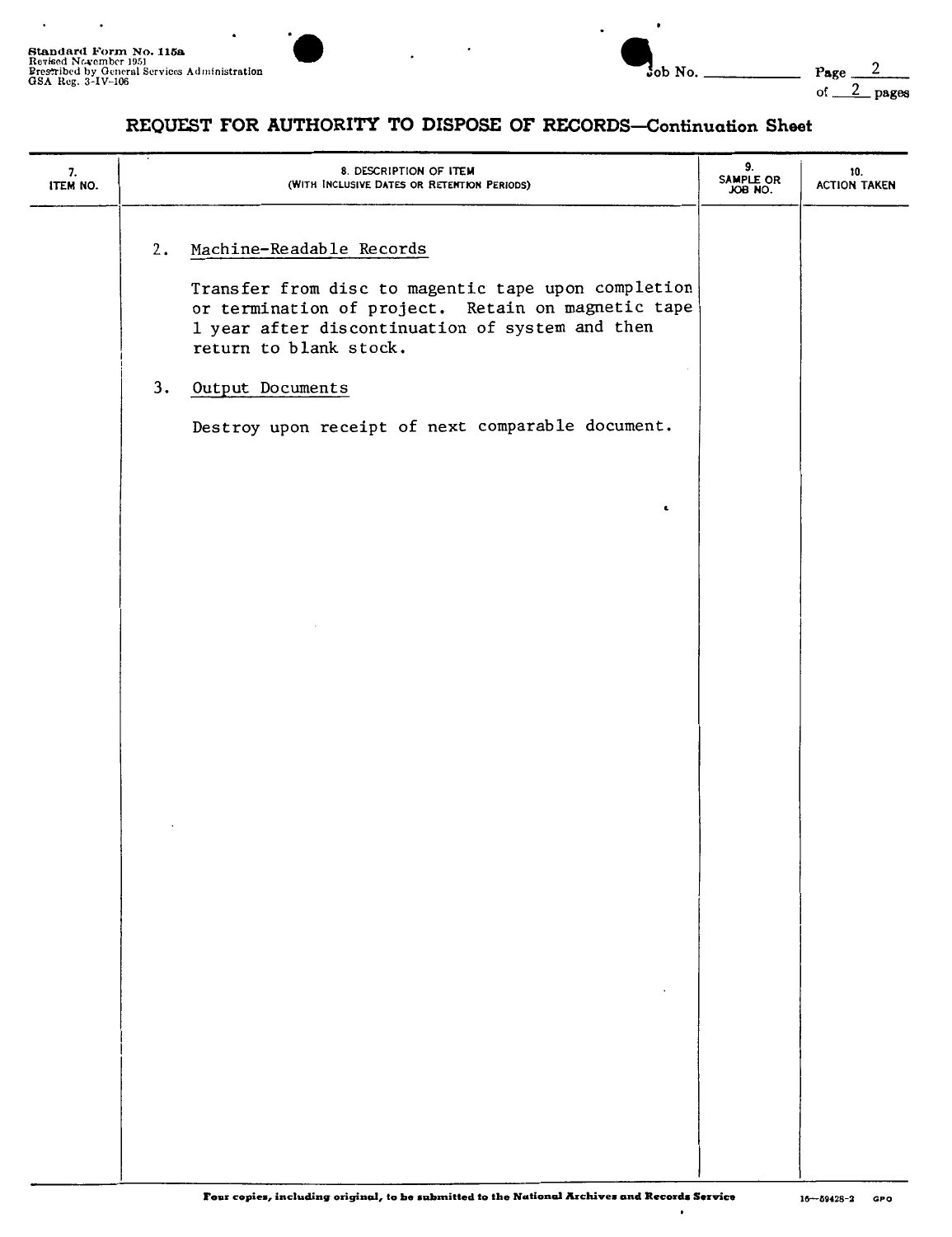Standard Form No. 115a
Revised November 1951
Prescribed by General Services Administration
GSA Reg. 3-IV-106

Job No. \_\_\_\_\_\_\_\_ Page 2 of 2 pages

# REQUEST FOR AUTHORITY TO DISPOSE OF RECORDS—Continuation Sheet

| 7. ITEM NO. | 8. DESCRIPTION OF ITEM (WITH INCLUSIVE DATES OR RETENTION PERIODS) | 9. SAMPLE OR JOB NO. | 10. ACTION TAKEN |
|---|---|---|---|
| | 2. Machine-Readable Records<br><br>Transfer from disc to magentic tape upon completion or termination of project. Retain on magnetic tape 1 year after discontinuation of system and then return to blank stock. | | |
| | 3. Output Documents<br><br>Destroy upon receipt of next comparable document. | | |

**Four copies, including original, to be submitted to the National Archives and Records Service**

16—59428-2 GPO